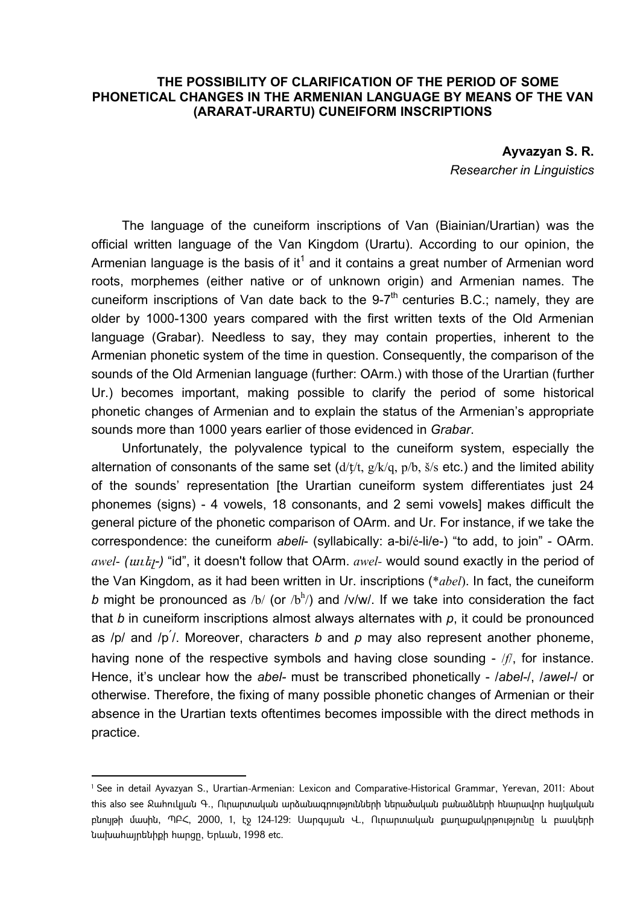# THE POSSIBILITY OF CLARIFICATION OF THE PERIOD OF SOME PHONETICAL CHANGES IN THE ARMENIAN LANGUAGE BY MEANS OF THE VAN (ARARAT-URARTU) CUNEIFORM INSCRIPTIONS

**Ayvazyan S. R.**
*Researcher in Linguistics*

The language of the cuneiform inscriptions of Van (Biainian/Urartian) was the official written language of the Van Kingdom (Urartu). According to our opinion, the Armenian language is the basis of it[1] and it contains a great number of Armenian word roots, morphemes (either native or of unknown origin) and Armenian names. The cuneiform inscriptions of Van date back to the 9-7th centuries B.C.; namely, they are older by 1000-1300 years compared with the first written texts of the Old Armenian language (Grabar). Needless to say, they may contain properties, inherent to the Armenian phonetic system of the time in question. Consequently, the comparison of the sounds of the Old Armenian language (further: OArm.) with those of the Urartian (further Ur.) becomes important, making possible to clarify the period of some historical phonetic changes of Armenian and to explain the status of the Armenian's appropriate sounds more than 1000 years earlier of those evidenced in *Grabar*.

Unfortunately, the polyvalence typical to the cuneiform system, especially the alternation of consonants of the same set (d/ṭ/t, g/k/q, p/b, š/s etc.) and the limited ability of the sounds' representation [the Urartian cuneiform system differentiates just 24 phonemes (signs) - 4 vowels, 18 consonants, and 2 semi vowels] makes difficult the general picture of the phonetic comparison of OArm. and Ur. For instance, if we take the correspondence: the cuneiform *abeli*- (syllabically: a-bi/é-li/e-) "to add, to join" - OArm. *awel- (աւել-)* "id", it doesn't follow that OArm. *awel-* would sound exactly in the period of the Van Kingdom, as it had been written in Ur. inscriptions (**abel*). In fact, the cuneiform *b* might be pronounced as /b/ (or /bʰ/) and /v/w/. If we take into consideration the fact that *b* in cuneiform inscriptions almost always alternates with *p*, it could be pronounced as /p/ and /p΄/. Moreover, characters *b* and *p* may also represent another phoneme, having none of the respective symbols and having close sounding - /*f*/, for instance. Hence, it's unclear how the *abel*- must be transcribed phonetically - /*abel*-/, /*awel*-/ or otherwise. Therefore, the fixing of many possible phonetic changes of Armenian or their absence in the Urartian texts oftentimes becomes impossible with the direct methods in practice.

---

[1] See in detail Ayvazyan S., Urartian-Armenian: Lexicon and Comparative-Historical Grammar, Yerevan, 2011: About this also see Ջահուկյան Գ., Ուրարտական արձանագրությունների ներածական բանաձևերի հնարավոր հայկական բնույթի մասին, ՊԲՀ, 2000, 1, էջ 124-129: Սարգսյան Վ., Ուրարտական քաղաքակրթությունը և բասկերի նախահայրենիքի հարցը, Երևան, 1998 etc.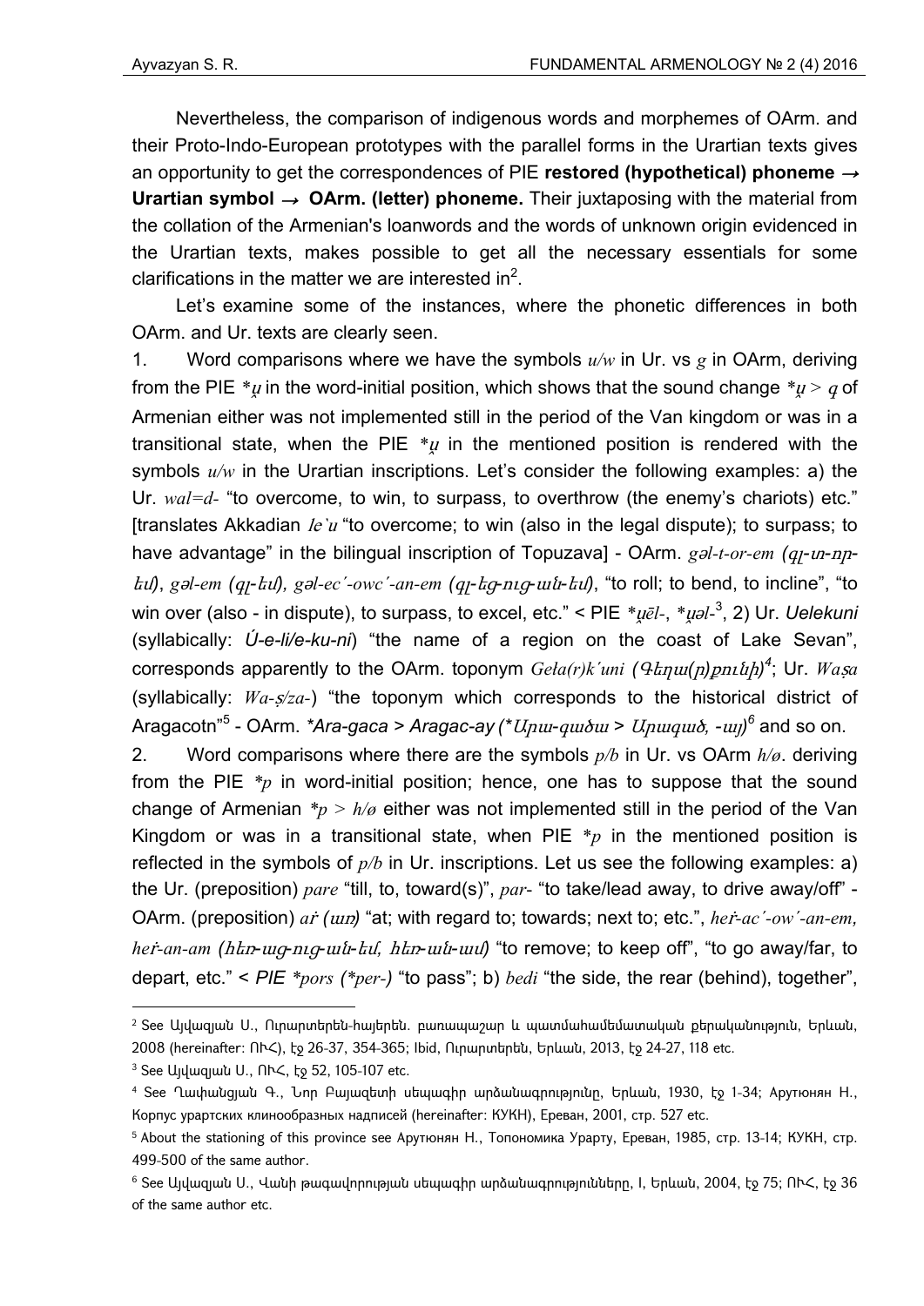Nevertheless, the comparison of indigenous words and morphemes of OArm. and their Proto-Indo-European prototypes with the parallel forms in the Urartian texts gives an opportunity to get the correspondences of PIE **restored (hypothetical) phoneme → Urartian symbol → OArm. (letter) phoneme.** Their juxtaposing with the material from the collation of the Armenian's loanwords and the words of unknown origin evidenced in the Urartian texts, makes possible to get all the necessary essentials for some clarifications in the matter we are interested in[2].

Let's examine some of the instances, where the phonetic differences in both OArm. and Ur. texts are clearly seen.

1. Word comparisons where we have the symbols *u/w* in Ur. vs *g* in OArm, deriving from the PIE *\*u̯* in the word-initial position, which shows that the sound change *\*u̯ > q* of Armenian either was not implemented still in the period of the Van kingdom or was in a transitional state, when the PIE *\*u̯* in the mentioned position is rendered with the symbols *u/w* in the Urartian inscriptions. Let's consider the following examples: a) the Ur. *wal=d-* "to overcome, to win, to surpass, to overthrow (the enemy's chariots) etc." [translates Akkadian *le'u* "to overcome; to win (also in the legal dispute); to surpass; to have advantage" in the bilingual inscription of Topuzava] - OArm. *gəl-t-or-em (գլ-տ-որ-եմ)*, *gəl-em (գլ-եմ), gəl-ec'-owc'-an-em (գլ-եց-ուց-ան-եմ)*, "to roll; to bend, to incline", "to win over (also - in dispute), to surpass, to excel, etc." < PIE *\*u̯ēl-*, *\*u̯əl-*[3], 2) Ur. *Uelekuni* (syllabically: *Ú-e-li/e-ku-ni*) "the name of a region on the coast of Lake Sevan", corresponds apparently to the OArm. toponym *Geła(r)k'uni (Գեղա(ր)քունի)*[4]; Ur. *Waṣa* (syllabically: *Wa-ṣ/za-*) "the toponym which corresponds to the historical district of Aragacotn"[5] - OArm. *\*Ara-gaca > Aragac-ay (\*Արա-գածա > Արագած, -այ)*[6] and so on.

2. Word comparisons where there are the symbols *p/b* in Ur. vs OArm *h/ø*. deriving from the PIE *\*p* in word-initial position; hence, one has to suppose that the sound change of Armenian *\*p > h/ø* either was not implemented still in the period of the Van Kingdom or was in a transitional state, when PIE *\*p* in the mentioned position is reflected in the symbols of *p/b* in Ur. inscriptions. Let us see the following examples: a) the Ur. (preposition) *pare* "till, to, toward(s)", *par-* "to take/lead away, to drive away/off" - OArm. (preposition) *aṙ (առ)* "at; with regard to; towards; next to; etc.", *heṙ-ac'-ow'-an-em, heṙ-an-am (հեռ-աց-ուց-ան-եմ, հեռ-ան-ամ)* "to remove; to keep off", "to go away/far, to depart, etc." < *PIE \*pors (\*per-)* "to pass"; b) *bedi* "the side, the rear (behind), together",

---

[2] See Այվազյան Ս., Ուրարտերեն-հայերեն. բառապաշար և պատմահամեմատական քերականություն, Երևան, 2008 (hereinafter: ՈՒՀ), էջ 26-37, 354-365; Ibid, Ուրարտերեն, Երևան, 2013, էջ 24-27, 118 etc.

[3] See Այվազյան Ս., ՈՒՀ, էջ 52, 105-107 etc.

[4] See Ղափանցյան Գ., Նոր Բայազետի սեպագիր արձանագրությունը, Երևան, 1930, էջ 1-34; Арутюнян Н., Корпус урартских клинообразных надписей (hereinafter: КУКН), Ереван, 2001, стр. 527 etc.

[5] About the stationing of this province see Арутюнян Н., Топономика Урарту, Ереван, 1985, стр. 13-14; КУКН, стр. 499-500 of the same author.

[6] See Այվազյան Ս., Վանի թագավորության սեպագիր արձանագրությունները, I, Երևան, 2004, էջ 75; ՈՒՀ, էջ 36 of the same author etc.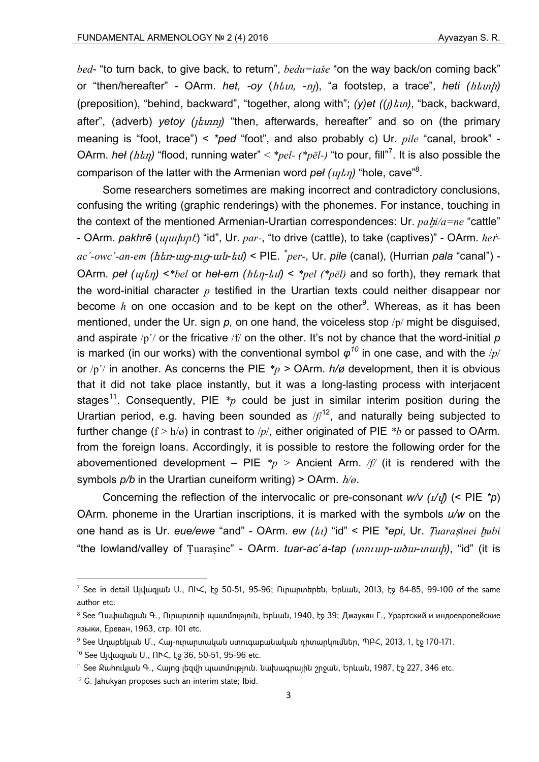*bed*- "to turn back, to give back, to return", *bedu=iaše* "on the way back/on coming back" or "then/hereafter" - OArm. *het, -oy* (*հետ, -ոյ*), "a footstep, a trace", *heti (հետի)* (preposition), "behind, backward", "together, along with"; *(y)et ((յ)ետ)*, "back, backward, after", (adverb) *yetoy (յետոյ)* "then, afterwards, hereafter" and so on (the primary meaning is "foot, trace") < *\*ped* "foot", and also probably c) Ur. *pile* "canal, brook" - OArm. *heł (հեղ)* "flood, running water" < *\*pel- (\*pēl-)* "to pour, fill"[7]. It is also possible the comparison of the latter with the Armenian word *peł (պեղ)* "hole, cave"[8].

Some researchers sometimes are making incorrect and contradictory conclusions, confusing the writing (graphic renderings) with the phonemes. For instance, touching in the context of the mentioned Armenian-Urartian correspondences: Ur. *paḫi/a=ne* "cattle" - OArm. *pakhrē* (*պախրէ*) "id", Ur. *par-*, "to drive (cattle), to take (captives)" - OArm. *heṙ-ac΄-owc΄-an-em (հեռ-աց-ուց-ան-եմ)* < PIE. *\*per-*, Ur. *pile* (canal), (Hurrian *pala* "canal") - OArm. *peł (պեղ)* <*\*bel* or *heł-em (հեղ-եմ)* < *\*pel (\*pēl)* and so forth), they remark that the word-initial character *p* testified in the Urartian texts could neither disappear nor become *h* on one occasion and to be kept on the other[9]. Whereas, as it has been mentioned, under the Ur. sign *p,* on one hand, the voiceless stop /p/ might be disguised, and aspirate /p΄/ or the fricative /f/ on the other. It's not by chance that the word-initial *p* is marked (in our works) with the conventional symbol *φ*[10] in one case, and with the /p/ or /p΄/ in another. As concerns the PIE *\*p* > OArm. *h/ø* development, then it is obvious that it did not take place instantly, but it was a long-lasting process with interjacent stages[11]. Consequently, PIE *\*p* could be just in similar interim position during the Urartian period, e.g. having been sounded as */f/*[12], and naturally being subjected to further change (f > h/ø) in contrast to /p/, either originated of PIE *\*b* or passed to OArm. from the foreign loans. Accordingly, it is possible to restore the following order for the abovementioned development – PIE *\*p* > Ancient Arm. */f/* (it is rendered with the symbols *p/b* in the Urartian cuneiform writing) > OArm. *h/ø*.

Concerning the reflection of the intervocalic or pre-consonant *w/v (ւ/վ)* (< PIE *\*p*) OArm. phoneme in the Urartian inscriptions, it is marked with the symbols *u/w* on the one hand as is Ur. *eue/ewe* "and" - OArm. *ew (եւ)* "id" < PIE *\*epi*, Ur. *Ṭuaraṣinei ḫubi* "the lowland/valley of Ṭuaraṣine" - OArm. *tuar-ac΄a-tap (տուար-ածա-տափ)*, "id" (it is

---

[7] See in detail Այվազյան Ս., ՈՒՀ, էջ 50-51, 95-96; Ուրարտերեն, Երևան, 2013, էջ 84-85, 99-100 of the same author etc.

[8] See Ղափանցյան Գ., Ուրարտուի պատմություն, Երևան, 1940, էջ 39; Джаукян Г., Урартский и индоевропейские языки, Ереван, 1963, стр. 101 etc.

[9] See Աղաբեկյան Մ., Հայ-ուրարտական ստուգաբանական դիտարկումներ, ՊԲՀ, 2013, 1, էջ 170-171.

[10] See Այվազյան Ս., ՈՒՀ, էջ 36, 50-51, 95-96 etc.

[11] See Ջահուկյան Գ., Հայոց լեզվի պատմություն. նախագրային շրջան, Երևան, 1987, էջ 227, 346 etc.

[12] G. Jahukyan proposes such an interim state; Ibid.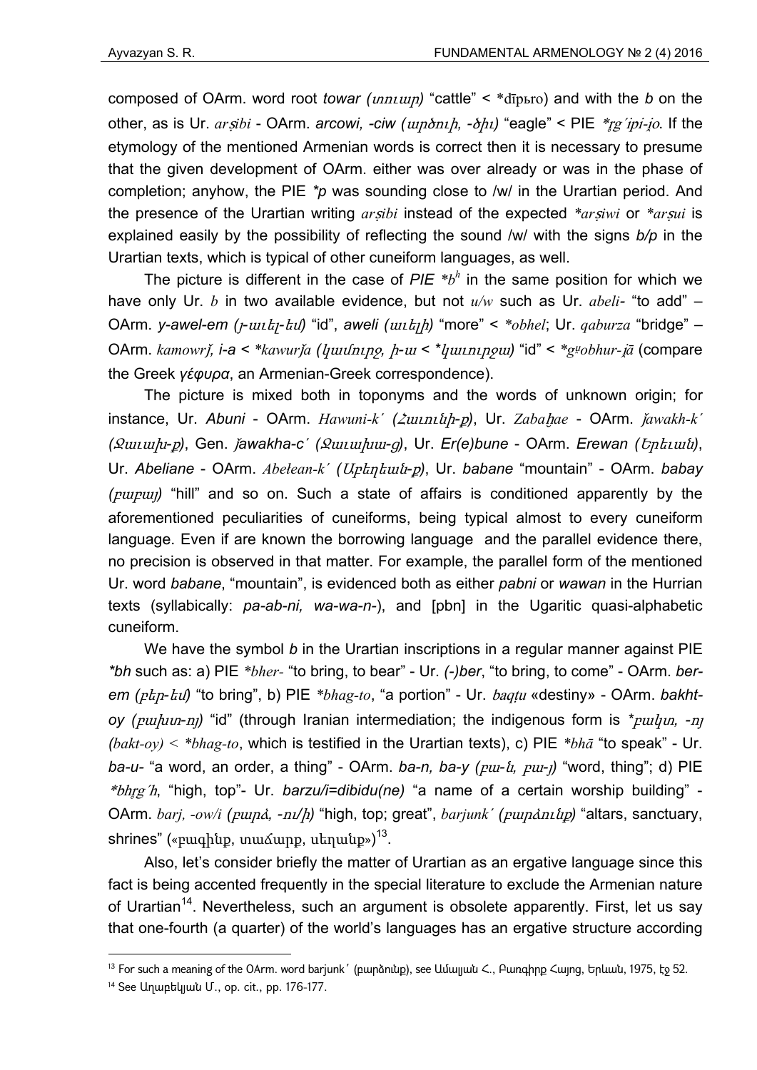composed of OArm. word root *towar (տուար)* "cattle" < *dīpъro) and with the *b* on the other, as is Ur. *arṣibi* - OArm. *arcowi, -ciw (արծուի, -ծիւ)* "eagle" < PIE *ṛg´ipi-i̯o*. If the etymology of the mentioned Armenian words is correct then it is necessary to presume that the given development of OArm. either was over already or was in the phase of completion; anyhow, the PIE *p was sounding close to /w/ in the Urartian period. And the presence of the Urartian writing *arṣibi* instead of the expected *arṣiwi or *arṣui is explained easily by the possibility of reflecting the sound /w/ with the signs *b/p* in the Urartian texts, which is typical of other cuneiform languages, as well.

The picture is different in the case of *PIE *$b^h$* in the same position for which we have only Ur. *b* in two available evidence, but not *u/w* such as Ur. *abeli-* "to add" – OArm. *y-awel-em (յ-աւել-եմ)* "id", *aweli (աւելի)* "more" < *obhel; Ur. *qaburza* "bridge" – OArm. *kamowrǰ, i-a* < *kawurǰa (կամուրջ, ի-ա < *կաւուրջա)* "id" < *$g^{u}$obhur-i̯ā (compare the Greek *γέφυρα*, an Armenian-Greek correspondence).

The picture is mixed both in toponyms and the words of unknown origin; for instance, Ur. *Abuni* - OArm. *Hawuni-k´ (Հաւունի-ք)*, Ur. *Zabaḫae* - OArm. *ǰawakh-k´ (Ջաւախ-ք)*, Gen. *ǰawakha-c´ (Ջաւախա-ց)*, Ur. *Er(e)bune* - OArm. *Erewan (Երեւան)*, Ur. *Abeliane* - OArm. *Abełean-k´ (Աբեղեան-ք)*, Ur. *babane* "mountain" - OArm. *babay (բաբայ)* "hill" and so on. Such a state of affairs is conditioned apparently by the aforementioned peculiarities of cuneiforms, being typical almost to every cuneiform language. Even if are known the borrowing language and the parallel evidence there, no precision is observed in that matter. For example, the parallel form of the mentioned Ur. word *babane*, "mountain", is evidenced both as either *pabni* or *wawan* in the Hurrian texts (syllabically: *pa-ab-ni, wa-wa-n-*), and [pbn] in the Ugaritic quasi-alphabetic cuneiform.

We have the symbol *b* in the Urartian inscriptions in a regular manner against PIE *bh such as: a) PIE *bher- "to bring, to bear" - Ur. *(-)ber*, "to bring, to come" - OArm. *ber-em (բեր-եմ)* "to bring", b) PIE *bhag-to, "a portion" - Ur. *baqṭu* «destiny» - OArm. *bakht-oy (բախտ-ոյ)* "id" (through Iranian intermediation; the indigenous form is *բակտ, -ոյ (bakt-oy) < *bhag-to*, which is testified in the Urartian texts), c) PIE *bhā "to speak" - Ur. *ba-u-* "a word, an order, a thing" - OArm. *ba-n, ba-y (բա-ն, բա-յ)* "word, thing"; d) PIE *bhṛg´h, "high, top"- Ur. *barzu/i=dibidu(ne)* "a name of a certain worship building" - OArm. *barj, -ow/i (բարձ, -ու/ի)* "high, top; great", *barjunk´ (բարձունք)* "altars, sanctuary, shrines" («բագինք, տաճարք, սեղանք»)[13].

Also, let's consider briefly the matter of Urartian as an ergative language since this fact is being accented frequently in the special literature to exclude the Armenian nature of Urartian[14]. Nevertheless, such an argument is obsolete apparently. First, let us say that one-fourth (a quarter) of the world's languages has an ergative structure according

[13] For such a meaning of the OArm. word barjunk´ (բարձունք), see Ամալյան Հ., Բառգիրք Հայոց, Երևան, 1975, էջ 52.

[14] See Աղաբեկյան Մ., op. cit., pp. 176-177.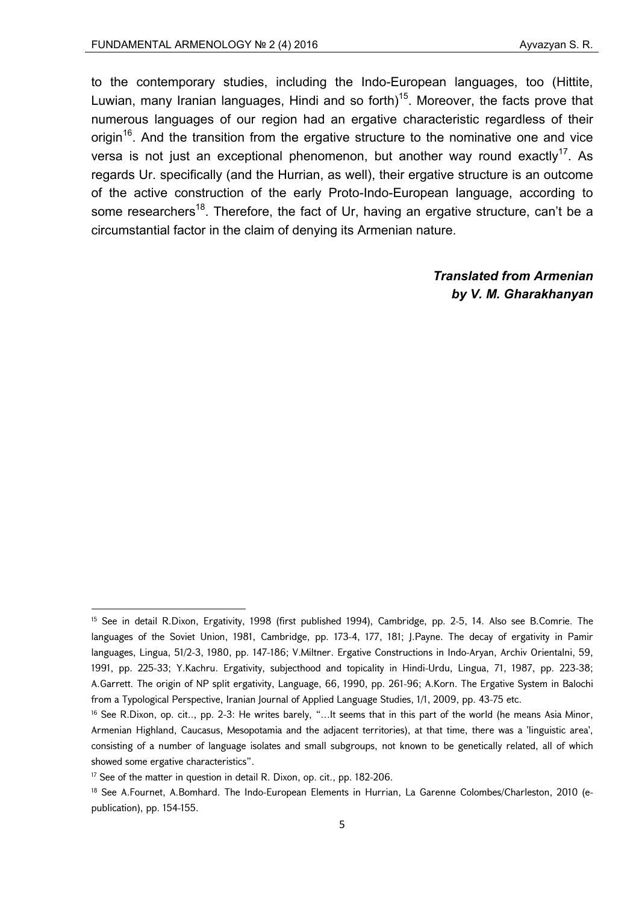to the contemporary studies, including the Indo-European languages, too (Hittite, Luwian, many Iranian languages, Hindi and so forth)[15]. Moreover, the facts prove that numerous languages of our region had an ergative characteristic regardless of their origin[16]. And the transition from the ergative structure to the nominative one and vice versa is not just an exceptional phenomenon, but another way round exactly[17]. As regards Ur. specifically (and the Hurrian, as well), their ergative structure is an outcome of the active construction of the early Proto-Indo-European language, according to some researchers[18]. Therefore, the fact of Ur, having an ergative structure, can't be a circumstantial factor in the claim of denying its Armenian nature.

***Translated from Armenian by V. M. Gharakhanyan***

---

[15] See in detail R.Dixon, Ergativity, 1998 (first published 1994), Cambridge, pp. 2-5, 14. Also see B.Comrie. The languages of the Soviet Union, 1981, Cambridge, pp. 173-4, 177, 181; J.Payne. The decay of ergativity in Pamir languages, Lingua, 51/2-3, 1980, pp. 147-186; V.Miltner. Ergative Constructions in Indo-Aryan, Archiv Orientalni, 59, 1991, pp. 225-33; Y.Kachru. Ergativity, subjecthood and topicality in Hindi-Urdu, Lingua, 71, 1987, pp. 223-38; A.Garrett. The origin of NP split ergativity, Language, 66, 1990, pp. 261-96; A.Korn. The Ergative System in Balochi from a Typological Perspective, Iranian Journal of Applied Language Studies, 1/1, 2009, pp. 43-75 etc.

[16] See R.Dixon, op. cit.., pp. 2-3: He writes barely, "…It seems that in this part of the world (he means Asia Minor, Armenian Highland, Caucasus, Mesopotamia and the adjacent territories), at that time, there was a 'linguistic area', consisting of a number of language isolates and small subgroups, not known to be genetically related, all of which showed some ergative characteristics".

[17] See of the matter in question in detail R. Dixon, op. cit., pp. 182-206.

[18] See A.Fournet, A.Bomhard. The Indo-European Elements in Hurrian, La Garenne Colombes/Charleston, 2010 (e-publication), pp. 154-155.